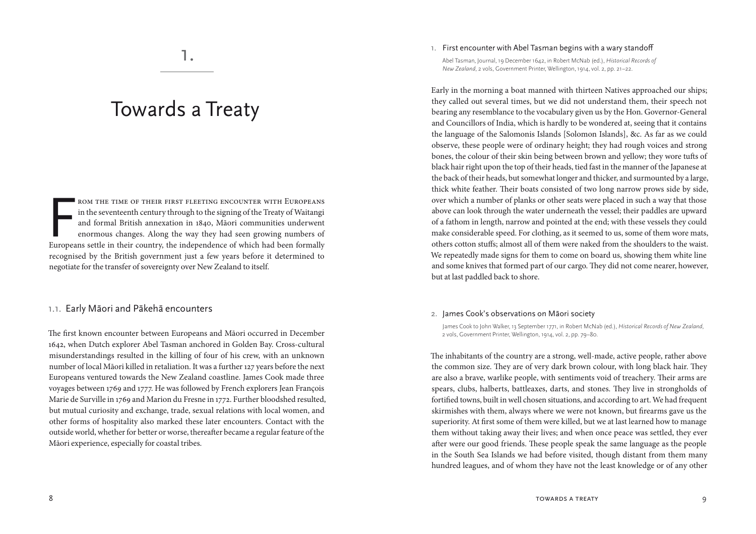# 1.

# Towards a Treaty

From the time of their first fleeting encounter with Europeans in the seventeenth century through to the signing of the Treaty of Waitangi and formal British annexation in 1840, Māori communities underwent enormous changes. Along the way they had seen growing numbers of Europeans settle in their country, the independence of which had been formally recognised by the British government just a few years before it determined to negotiate for the transfer of sovereignty over New Zealand to itself.

## 1.1. Early Māori and Pākehā encounters

The first known encounter between Europeans and Māori occurred in December 1642, when Dutch explorer Abel Tasman anchored in Golden Bay. Cross-cultural misunderstandings resulted in the killing of four of his crew, with an unknown number of local Māori killed in retaliation. It was a further 127 years before the next Europeans ventured towards the New Zealand coastline. James Cook made three voyages between 1769 and 1777. He was followed by French explorers Jean François Marie de Surville in 1769 and Marion du Fresne in 1772. Further bloodshed resulted, but mutual curiosity and exchange, trade, sexual relations with local women, and other forms of hospitality also marked these later encounters. Contact with the outside world, whether for better or worse, thereafter became a regular feature of the Māori experience, especially for coastal tribes.

### 1. First encounter with Abel Tasman begins with a wary standoff

Abel Tasman, Journal, 19 December 1642, in Robert McNab (ed.), *Historical Records of New Zealand*, 2 vols, Government Printer, Wellington, 1914, vol. 2, pp. 21–22.

Early in the morning a boat manned with thirteen Natives approached our ships; they called out several times, but we did not understand them, their speech not bearing any resemblance to the vocabulary given us by the Hon. Governor-General and Councillors of India, which is hardly to be wondered at, seeing that it contains the language of the Salomonis Islands [Solomon Islands], &c. As far as we could observe, these people were of ordinary height; they had rough voices and strong bones, the colour of their skin being between brown and yellow; they wore tufts of black hair right upon the top of their heads, tied fast in the manner of the Japanese at the back of their heads, but somewhat longer and thicker, and surmounted by a large, thick white feather. Their boats consisted of two long narrow prows side by side, over which a number of planks or other seats were placed in such a way that those above can look through the water underneath the vessel; their paddles are upward of a fathom in length, narrow and pointed at the end; with these vessels they could make considerable speed. For clothing, as it seemed to us, some of them wore mats, others cotton stuffs; almost all of them were naked from the shoulders to the waist. We repeatedly made signs for them to come on board us, showing them white line and some knives that formed part of our cargo. They did not come nearer, however, but at last paddled back to shore.

### 2. James Cook's observations on Māori society

James Cook to John Walker, 13 September 1771, in Robert McNab (ed.), *Historical Records of New Zealand*, 2 vols, Government Printer, Wellington, 1914, vol. 2, pp. 79–80.

The inhabitants of the country are a strong, well-made, active people, rather above the common size. They are of very dark brown colour, with long black hair. They are also a brave, warlike people, with sentiments void of treachery. Their arms are spears, clubs, halberts, battleaxes, darts, and stones. They live in strongholds of fortified towns, built in well chosen situations, and according to art. We had frequent skirmishes with them, always where we were not known, but firearms gave us the superiority. At first some of them were killed, but we at last learned how to manage them without taking away their lives; and when once peace was settled, they ever after were our good friends. These people speak the same language as the people in the South Sea Islands we had before visited, though distant from them many hundred leagues, and of whom they have not the least knowledge or of any other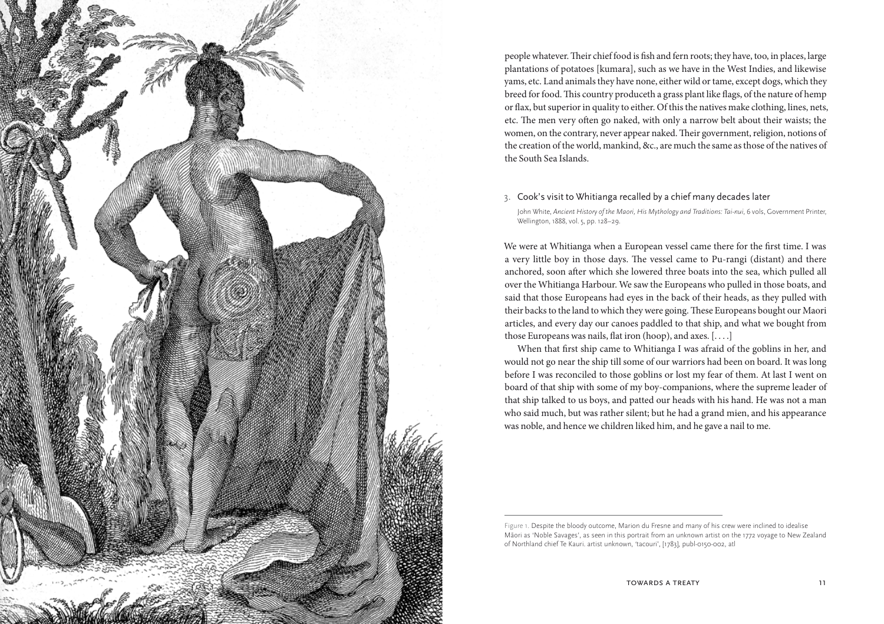people whatever. Their chief food is fish and fern roots; they have, too, in places, large plantations of potatoes [kumara], such as we have in the West Indies, and likewise yams, etc. Land animals they have none, either wild or tame, except dogs, which they breed for food. This country produceth a grass plant like flags, of the nature of hemp or flax, but superior in quality to either. Of this the natives make clothing, lines, nets, etc. The men very often go naked, with only a narrow belt about their waists; the women, on the contrary, never appear naked. Their government, religion, notions of the creation of the world, mankind, &c., are much the same as those of the natives of the South Sea Islands.

### 3. Cook's visit to Whitianga recalled by a chief many decades later

John White, *Ancient History of the Maori, His Mythology and Traditions: Tai-nui*, 6 vols, Government Printer, Wellington, 1888, vol. 5, pp. 128–29.

We were at Whitianga when a European vessel came there for the first time. I was a very little boy in those days. The vessel came to Pu-rangi (distant) and there anchored, soon after which she lowered three boats into the sea, which pulled all over the Whitianga Harbour. We saw the Europeans who pulled in those boats, and said that those Europeans had eyes in the back of their heads, as they pulled with their backs to the land to which they were going. These Europeans bought our Maori articles, and every day our canoes paddled to that ship, and what we bought from those Europeans was nails, flat iron (hoop), and axes. [. . . .]

When that first ship came to Whitianga I was afraid of the goblins in her, and would not go near the ship till some of our warriors had been on board. It was long before I was reconciled to those goblins or lost my fear of them. At last I went on board of that ship with some of my boy-companions, where the supreme leader of that ship talked to us boys, and patted our heads with his hand. He was not a man who said much, but was rather silent; but he had a grand mien, and his appearance was noble, and hence we children liked him, and he gave a nail to me.

Figure 1. Despite the bloody outcome, Marion du Fresne and many of his crew were inclined to idealise Māori as 'Noble Savages', as seen in this portrait from an unknown artist on the 1772 voyage to New Zealand of Northland chief Te Kauri. artist unknown, 'tacouri', [1783], publ-0150-002, atl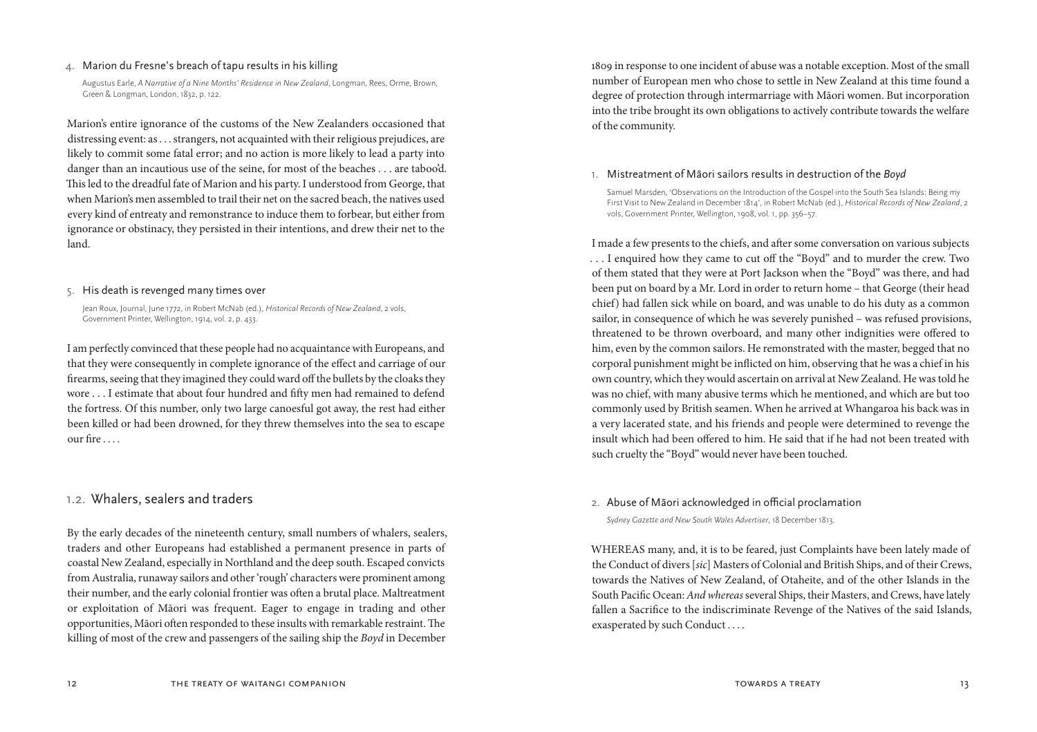### 4. Marion du Fresne's breach of tapu results in his killing

Augustus Earle, *A Narrative of a Nine Months' Residence in New Zealand*, Longman, Rees, Orme, Brown, Green & Longman, London, 1832, p. 122.

Marion's entire ignorance of the customs of the New Zealanders occasioned that distressing event: as . . . strangers, not acquainted with their religious prejudices, are likely to commit some fatal error; and no action is more likely to lead a party into danger than an incautious use of the seine, for most of the beaches . . . are taboo'd. This led to the dreadful fate of Marion and his party. I understood from George, that when Marion's men assembled to trail their net on the sacred beach, the natives used every kind of entreaty and remonstrance to induce them to forbear, but either from ignorance or obstinacy, they persisted in their intentions, and drew their net to the land.

### 5. His death is revenged many times over

Jean Roux, Journal, June 1772, in Robert McNab (ed.), *Historical Records of New Zealand*, 2 vols, Government Printer, Wellington, 1914, vol. 2, p. 433.

I am perfectly convinced that these people had no acquaintance with Europeans, and that they were consequently in complete ignorance of the effect and carriage of our firearms, seeing that they imagined they could ward off the bullets by the cloaks they wore . . . I estimate that about four hundred and fifty men had remained to defend the fortress. Of this number, only two large canoesful got away, the rest had either been killed or had been drowned, for they threw themselves into the sea to escape our fire . . . .

## 1.2. Whalers, sealers and traders

By the early decades of the nineteenth century, small numbers of whalers, sealers, traders and other Europeans had established a permanent presence in parts of coastal New Zealand, especially in Northland and the deep south. Escaped convicts from Australia, runaway sailors and other 'rough' characters were prominent among their number, and the early colonial frontier was often a brutal place. Maltreatment or exploitation of Māori was frequent. Eager to engage in trading and other opportunities, Māori often responded to these insults with remarkable restraint. The killing of most of the crew and passengers of the sailing ship the *Boyd* in December 1809 in response to one incident of abuse was a notable exception. Most of the small number of European men who chose to settle in New Zealand at this time found a degree of protection through intermarriage with Māori women. But incorporation into the tribe brought its own obligations to actively contribute towards the welfare of the community.

### 1. Mistreatment of Māori sailors results in destruction of the *Boyd*

Samuel Marsden, 'Observations on the Introduction of the Gospel into the South Sea Islands: Being my First Visit to New Zealand in December 1814', in Robert McNab (ed.), *Historical Records of New Zealand*, 2 vols, Government Printer, Wellington, 1908, vol. 1, pp. 356–57.

I made a few presents to the chiefs, and after some conversation on various subjects . . . I enquired how they came to cut off the "Boyd" and to murder the crew. Two of them stated that they were at Port Jackson when the "Boyd" was there, and had been put on board by a Mr. Lord in order to return home – that George (their head chief) had fallen sick while on board, and was unable to do his duty as a common sailor, in consequence of which he was severely punished – was refused provisions, threatened to be thrown overboard, and many other indignities were offered to him, even by the common sailors. He remonstrated with the master, begged that no corporal punishment might be inflicted on him, observing that he was a chief in his own country, which they would ascertain on arrival at New Zealand. He was told he was no chief, with many abusive terms which he mentioned, and which are but too commonly used by British seamen. When he arrived at Whangaroa his back was in a very lacerated state, and his friends and people were determined to revenge the insult which had been offered to him. He said that if he had not been treated with such cruelty the "Boyd" would never have been touched.

### 2. Abuse of Māori acknowledged in official proclamation

*Sydney Gazette and New South Wales Advertiser*, 18 December 1813.

WHEREAS many, and, it is to be feared, just Complaints have been lately made of the Conduct of divers [*sic*] Masters of Colonial and British Ships, and of their Crews, towards the Natives of New Zealand, of Otaheite, and of the other Islands in the South Pacific Ocean: *And whereas* several Ships, their Masters, and Crews, have lately fallen a Sacrifice to the indiscriminate Revenge of the Natives of the said Islands, exasperated by such Conduct . . . .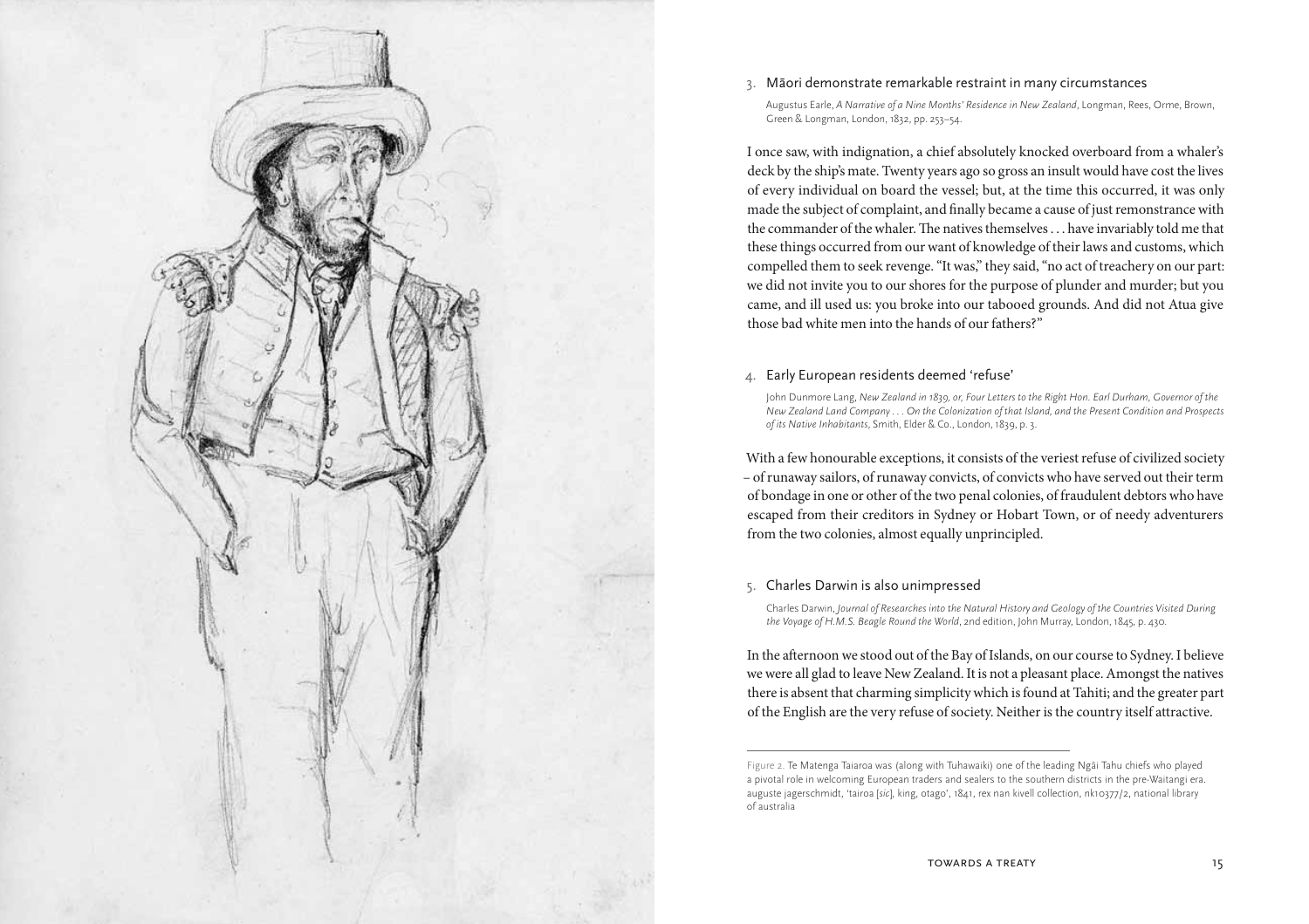3. Māori demonstrate remarkable restraint in many circumstances

Augustus Earle, *A Narrative of a Nine Months' Residence in New Zealand*, Longman, Rees, Orme, Brown, Green & Longman, London, 1832, pp. 253–54.

I once saw, with indignation, a chief absolutely knocked overboard from a whaler's deck by the ship's mate. Twenty years ago so gross an insult would have cost the lives of every individual on board the vessel; but, at the time this occurred, it was only made the subject of complaint, and finally became a cause of just remonstrance with the commander of the whaler. The natives themselves . . . have invariably told me that these things occurred from our want of knowledge of their laws and customs, which compelled them to seek revenge. "It was," they said, "no act of treachery on our part: we did not invite you to our shores for the purpose of plunder and murder; but you came, and ill used us: you broke into our tabooed grounds. And did not Atua give those bad white men into the hands of our fathers?"

4. Early European residents deemed 'refuse'

John Dunmore Lang, *New Zealand in 1839, or, Four Letters to the Right Hon. Earl Durham, Governor of the New Zealand Land Company . . . On the Colonization of that Island, and the Present Condition and Prospects of its Native Inhabitants*, Smith, Elder & Co., London, 1839, p. 3.

With a few honourable exceptions, it consists of the veriest refuse of civilized society – of runaway sailors, of runaway convicts, of convicts who have served out their term of bondage in one or other of the two penal colonies, of fraudulent debtors who have escaped from their creditors in Sydney or Hobart Town, or of needy adventurers from the two colonies, almost equally unprincipled.

5. Charles Darwin is also unimpressed

Charles Darwin, *Journal of Researches into the Natural History and Geology of the Countries Visited During the Voyage of H.M.S. Beagle Round the World*, 2nd edition, John Murray, London, 1845, p. 430.

In the afternoon we stood out of the Bay of Islands, on our course to Sydney. I believe we were all glad to leave New Zealand. It is not a pleasant place. Amongst the natives there is absent that charming simplicity which is found at Tahiti; and the greater part of the English are the very refuse of society. Neither is the country itself attractive.

Figure 2. Te Matenga Taiaroa was (along with Tuhawaiki) one of the leading Ngāi Tahu chiefs who played a pivotal role in welcoming European traders and sealers to the southern districts in the pre-Waitangi era. auguste jagerschmidt, 'tairoa [*sic*], king, otago', 1841, rex nan kivell collection, nk10377/2, national library of australia